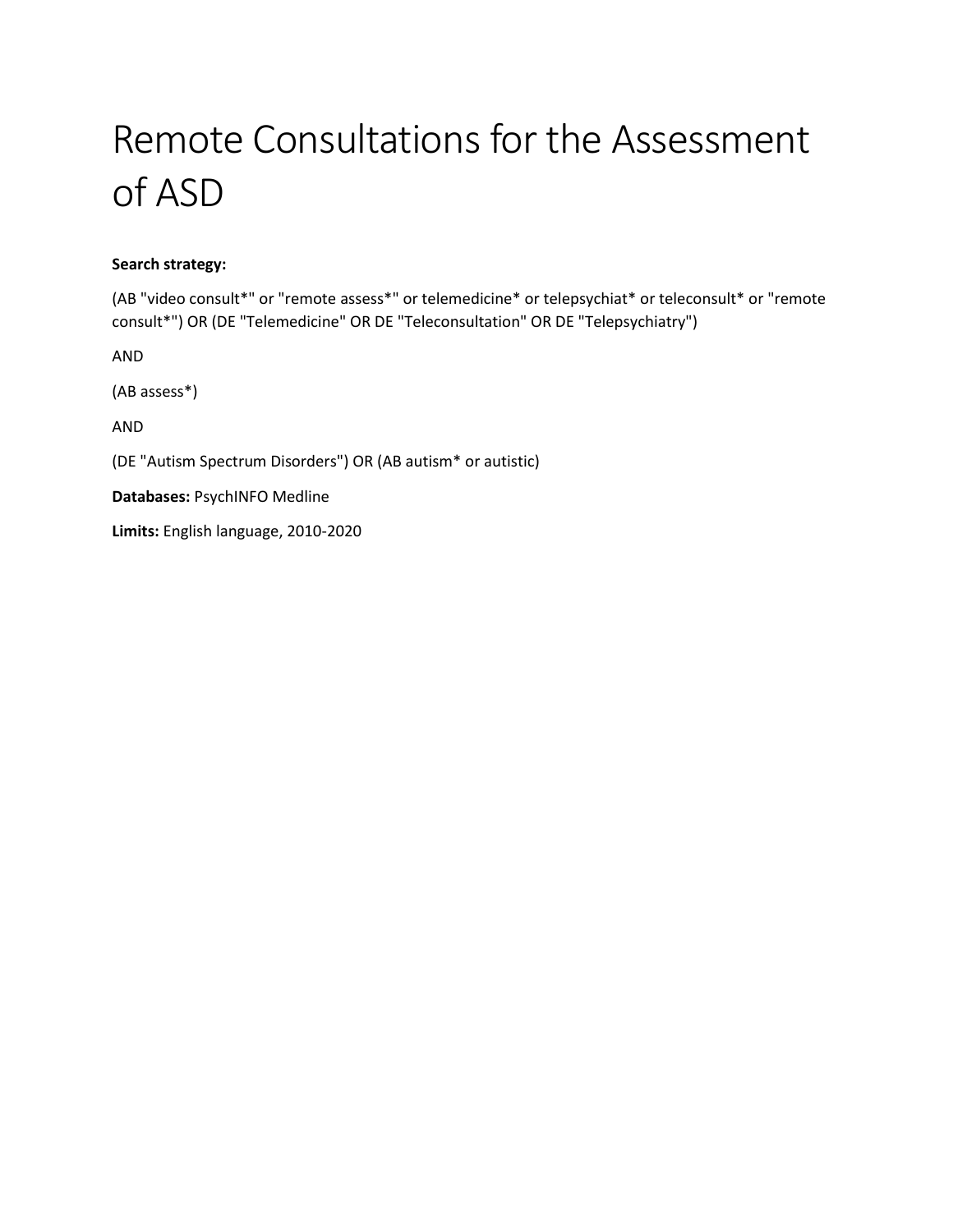# Remote Consultations for the Assessment of ASD

**Search strategy:**

(AB "video consult*" or "remote assess*" or telemedicine* or telepsychiat* or teleconsult* or "remote consult*") OR (DE "Telemedicine" OR DE "Teleconsultation" OR DE "Telepsychiatry")

AND

(AB assess*)

AND

(DE "Autism Spectrum Disorders") OR (AB autism* or autistic)

**Databases:** PsychINFO Medline

**Limits:** English language, 2010-2020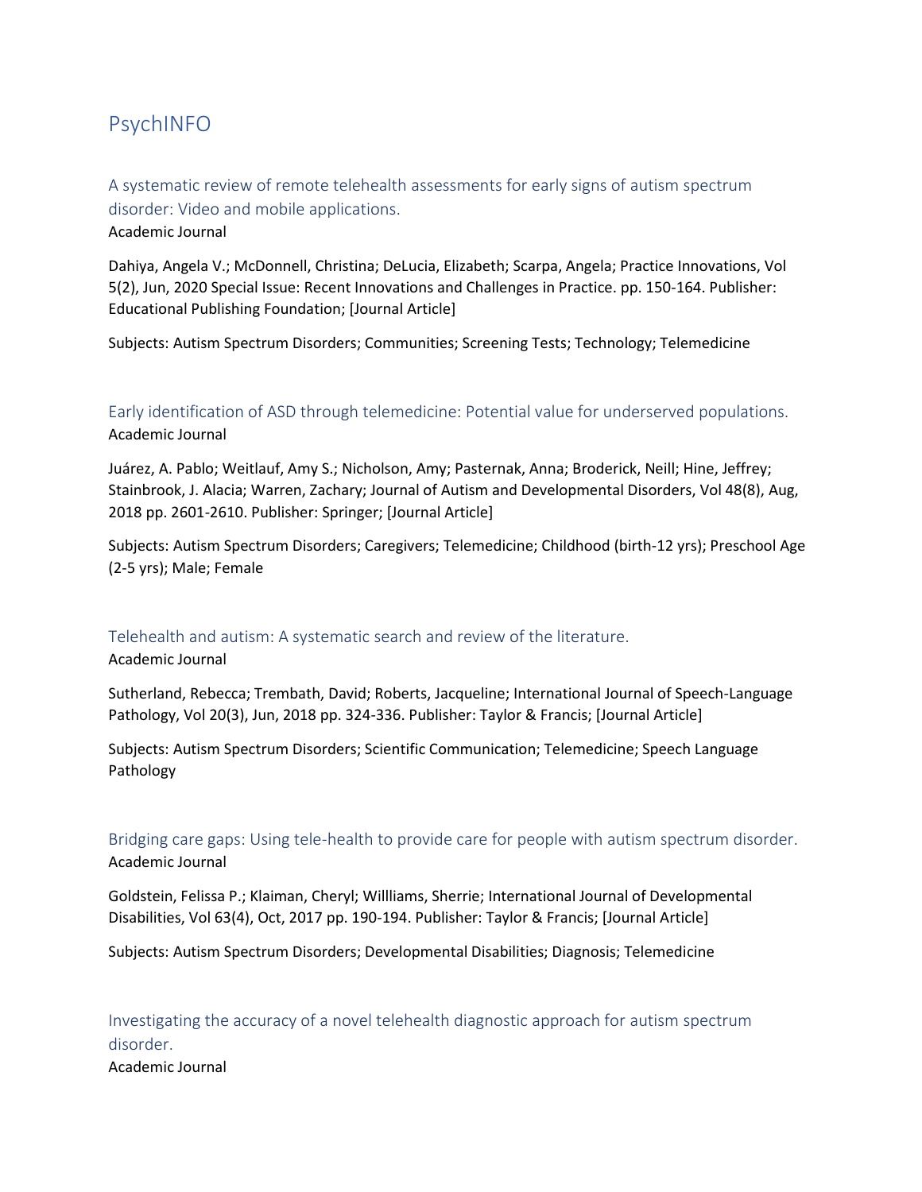# PsychINFO

### A systematic review of remote telehealth assessments for early signs of autism spectrum disorder: Video and mobile applications.

Academic Journal

Dahiya, Angela V.; McDonnell, Christina; DeLucia, Elizabeth; Scarpa, Angela; Practice Innovations, Vol 5(2), Jun, 2020 Special Issue: Recent Innovations and Challenges in Practice. pp. 150-164. Publisher: Educational Publishing Foundation; [Journal Article]

Subjects: Autism Spectrum Disorders; Communities; Screening Tests; Technology; Telemedicine

### Early identification of ASD through telemedicine: Potential value for underserved populations.

Academic Journal

Juárez, A. Pablo; Weitlauf, Amy S.; Nicholson, Amy; Pasternak, Anna; Broderick, Neill; Hine, Jeffrey; Stainbrook, J. Alacia; Warren, Zachary; Journal of Autism and Developmental Disorders, Vol 48(8), Aug, 2018 pp. 2601-2610. Publisher: Springer; [Journal Article]

Subjects: Autism Spectrum Disorders; Caregivers; Telemedicine; Childhood (birth-12 yrs); Preschool Age (2-5 yrs); Male; Female

### Telehealth and autism: A systematic search and review of the literature.

Academic Journal

Sutherland, Rebecca; Trembath, David; Roberts, Jacqueline; International Journal of Speech-Language Pathology, Vol 20(3), Jun, 2018 pp. 324-336. Publisher: Taylor & Francis; [Journal Article]

Subjects: Autism Spectrum Disorders; Scientific Communication; Telemedicine; Speech Language Pathology

### Bridging care gaps: Using tele-health to provide care for people with autism spectrum disorder.

Academic Journal

Goldstein, Felissa P.; Klaiman, Cheryl; Willliams, Sherrie; International Journal of Developmental Disabilities, Vol 63(4), Oct, 2017 pp. 190-194. Publisher: Taylor & Francis; [Journal Article]

Subjects: Autism Spectrum Disorders; Developmental Disabilities; Diagnosis; Telemedicine

### Investigating the accuracy of a novel telehealth diagnostic approach for autism spectrum disorder.

Academic Journal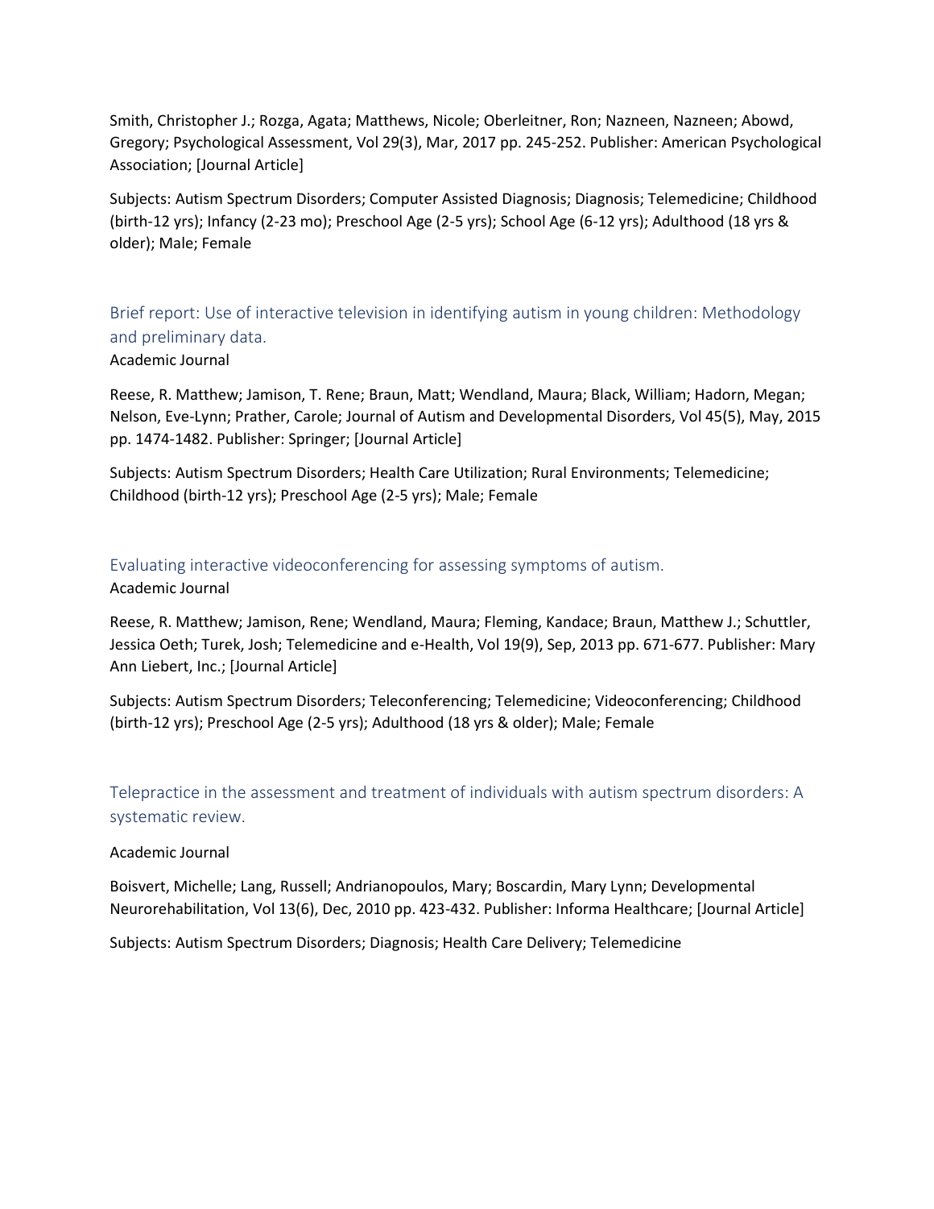Smith, Christopher J.; Rozga, Agata; Matthews, Nicole; Oberleitner, Ron; Nazneen, Nazneen; Abowd, Gregory; Psychological Assessment, Vol 29(3), Mar, 2017 pp. 245-252. Publisher: American Psychological Association; [Journal Article]

Subjects: Autism Spectrum Disorders; Computer Assisted Diagnosis; Diagnosis; Telemedicine; Childhood (birth-12 yrs); Infancy (2-23 mo); Preschool Age (2-5 yrs); School Age (6-12 yrs); Adulthood (18 yrs & older); Male; Female

### Brief report: Use of interactive television in identifying autism in young children: Methodology and preliminary data.

Academic Journal

Reese, R. Matthew; Jamison, T. Rene; Braun, Matt; Wendland, Maura; Black, William; Hadorn, Megan; Nelson, Eve-Lynn; Prather, Carole; Journal of Autism and Developmental Disorders, Vol 45(5), May, 2015 pp. 1474-1482. Publisher: Springer; [Journal Article]

Subjects: Autism Spectrum Disorders; Health Care Utilization; Rural Environments; Telemedicine; Childhood (birth-12 yrs); Preschool Age (2-5 yrs); Male; Female

### Evaluating interactive videoconferencing for assessing symptoms of autism.

Academic Journal

Reese, R. Matthew; Jamison, Rene; Wendland, Maura; Fleming, Kandace; Braun, Matthew J.; Schuttler, Jessica Oeth; Turek, Josh; Telemedicine and e-Health, Vol 19(9), Sep, 2013 pp. 671-677. Publisher: Mary Ann Liebert, Inc.; [Journal Article]

Subjects: Autism Spectrum Disorders; Teleconferencing; Telemedicine; Videoconferencing; Childhood (birth-12 yrs); Preschool Age (2-5 yrs); Adulthood (18 yrs & older); Male; Female

### Telepractice in the assessment and treatment of individuals with autism spectrum disorders: A systematic review.

Academic Journal

Boisvert, Michelle; Lang, Russell; Andrianopoulos, Mary; Boscardin, Mary Lynn; Developmental Neurorehabilitation, Vol 13(6), Dec, 2010 pp. 423-432. Publisher: Informa Healthcare; [Journal Article]

Subjects: Autism Spectrum Disorders; Diagnosis; Health Care Delivery; Telemedicine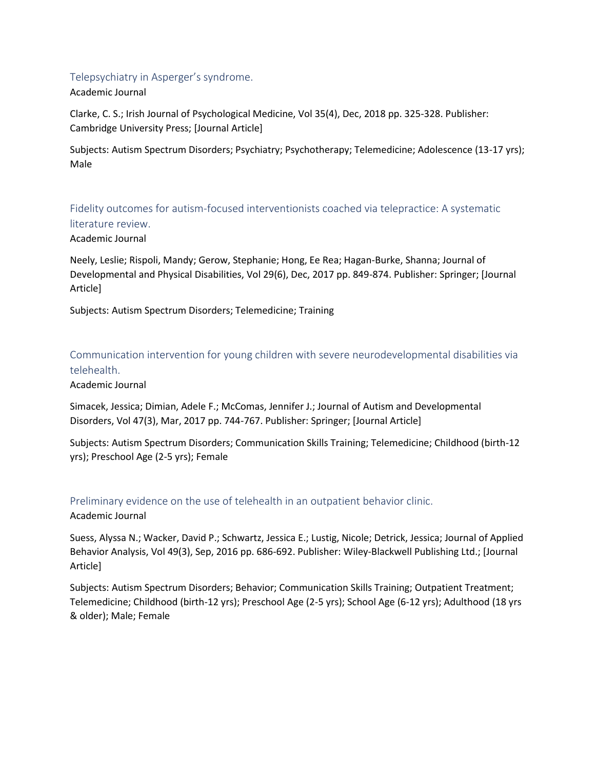### Telepsychiatry in Asperger's syndrome.

Academic Journal

Clarke, C. S.; Irish Journal of Psychological Medicine, Vol 35(4), Dec, 2018 pp. 325-328. Publisher: Cambridge University Press; [Journal Article]

Subjects: Autism Spectrum Disorders; Psychiatry; Psychotherapy; Telemedicine; Adolescence (13-17 yrs); Male

### Fidelity outcomes for autism-focused interventionists coached via telepractice: A systematic literature review.

Academic Journal

Neely, Leslie; Rispoli, Mandy; Gerow, Stephanie; Hong, Ee Rea; Hagan-Burke, Shanna; Journal of Developmental and Physical Disabilities, Vol 29(6), Dec, 2017 pp. 849-874. Publisher: Springer; [Journal Article]

Subjects: Autism Spectrum Disorders; Telemedicine; Training

### Communication intervention for young children with severe neurodevelopmental disabilities via telehealth.

Academic Journal

Simacek, Jessica; Dimian, Adele F.; McComas, Jennifer J.; Journal of Autism and Developmental Disorders, Vol 47(3), Mar, 2017 pp. 744-767. Publisher: Springer; [Journal Article]

Subjects: Autism Spectrum Disorders; Communication Skills Training; Telemedicine; Childhood (birth-12 yrs); Preschool Age (2-5 yrs); Female

### Preliminary evidence on the use of telehealth in an outpatient behavior clinic.

Academic Journal

Suess, Alyssa N.; Wacker, David P.; Schwartz, Jessica E.; Lustig, Nicole; Detrick, Jessica; Journal of Applied Behavior Analysis, Vol 49(3), Sep, 2016 pp. 686-692. Publisher: Wiley-Blackwell Publishing Ltd.; [Journal Article]

Subjects: Autism Spectrum Disorders; Behavior; Communication Skills Training; Outpatient Treatment; Telemedicine; Childhood (birth-12 yrs); Preschool Age (2-5 yrs); School Age (6-12 yrs); Adulthood (18 yrs & older); Male; Female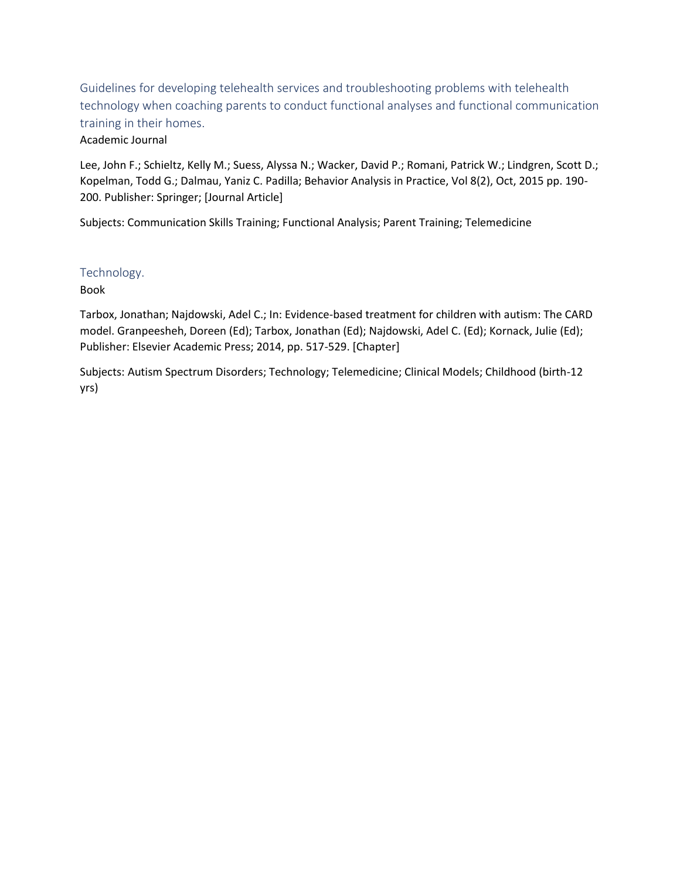## Guidelines for developing telehealth services and troubleshooting problems with telehealth technology when coaching parents to conduct functional analyses and functional communication training in their homes.

Academic Journal

Lee, John F.; Schieltz, Kelly M.; Suess, Alyssa N.; Wacker, David P.; Romani, Patrick W.; Lindgren, Scott D.; Kopelman, Todd G.; Dalmau, Yaniz C. Padilla; Behavior Analysis in Practice, Vol 8(2), Oct, 2015 pp. 190-200. Publisher: Springer; [Journal Article]

Subjects: Communication Skills Training; Functional Analysis; Parent Training; Telemedicine

## Technology.

Book

Tarbox, Jonathan; Najdowski, Adel C.; In: Evidence-based treatment for children with autism: The CARD model. Granpeesheh, Doreen (Ed); Tarbox, Jonathan (Ed); Najdowski, Adel C. (Ed); Kornack, Julie (Ed); Publisher: Elsevier Academic Press; 2014, pp. 517-529. [Chapter]

Subjects: Autism Spectrum Disorders; Technology; Telemedicine; Clinical Models; Childhood (birth-12 yrs)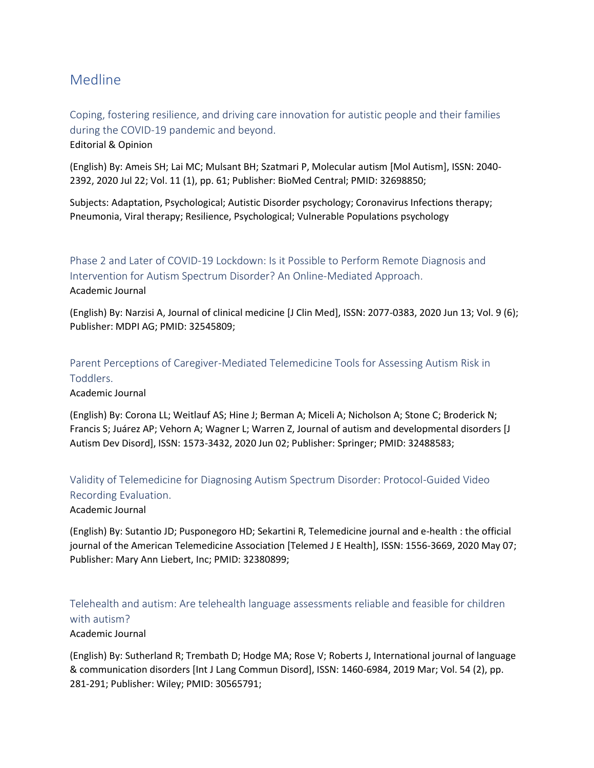# Medline

## Coping, fostering resilience, and driving care innovation for autistic people and their families during the COVID-19 pandemic and beyond.

Editorial & Opinion

(English) By: Ameis SH; Lai MC; Mulsant BH; Szatmari P, Molecular autism [Mol Autism], ISSN: 2040-2392, 2020 Jul 22; Vol. 11 (1), pp. 61; Publisher: BioMed Central; PMID: 32698850;

Subjects: Adaptation, Psychological; Autistic Disorder psychology; Coronavirus Infections therapy; Pneumonia, Viral therapy; Resilience, Psychological; Vulnerable Populations psychology

## Phase 2 and Later of COVID-19 Lockdown: Is it Possible to Perform Remote Diagnosis and Intervention for Autism Spectrum Disorder? An Online-Mediated Approach.

Academic Journal

(English) By: Narzisi A, Journal of clinical medicine [J Clin Med], ISSN: 2077-0383, 2020 Jun 13; Vol. 9 (6); Publisher: MDPI AG; PMID: 32545809;

## Parent Perceptions of Caregiver-Mediated Telemedicine Tools for Assessing Autism Risk in Toddlers.

Academic Journal

(English) By: Corona LL; Weitlauf AS; Hine J; Berman A; Miceli A; Nicholson A; Stone C; Broderick N; Francis S; Juárez AP; Vehorn A; Wagner L; Warren Z, Journal of autism and developmental disorders [J Autism Dev Disord], ISSN: 1573-3432, 2020 Jun 02; Publisher: Springer; PMID: 32488583;

## Validity of Telemedicine for Diagnosing Autism Spectrum Disorder: Protocol-Guided Video Recording Evaluation.

Academic Journal

(English) By: Sutantio JD; Pusponegoro HD; Sekartini R, Telemedicine journal and e-health : the official journal of the American Telemedicine Association [Telemed J E Health], ISSN: 1556-3669, 2020 May 07; Publisher: Mary Ann Liebert, Inc; PMID: 32380899;

## Telehealth and autism: Are telehealth language assessments reliable and feasible for children with autism?

Academic Journal

(English) By: Sutherland R; Trembath D; Hodge MA; Rose V; Roberts J, International journal of language & communication disorders [Int J Lang Commun Disord], ISSN: 1460-6984, 2019 Mar; Vol. 54 (2), pp. 281-291; Publisher: Wiley; PMID: 30565791;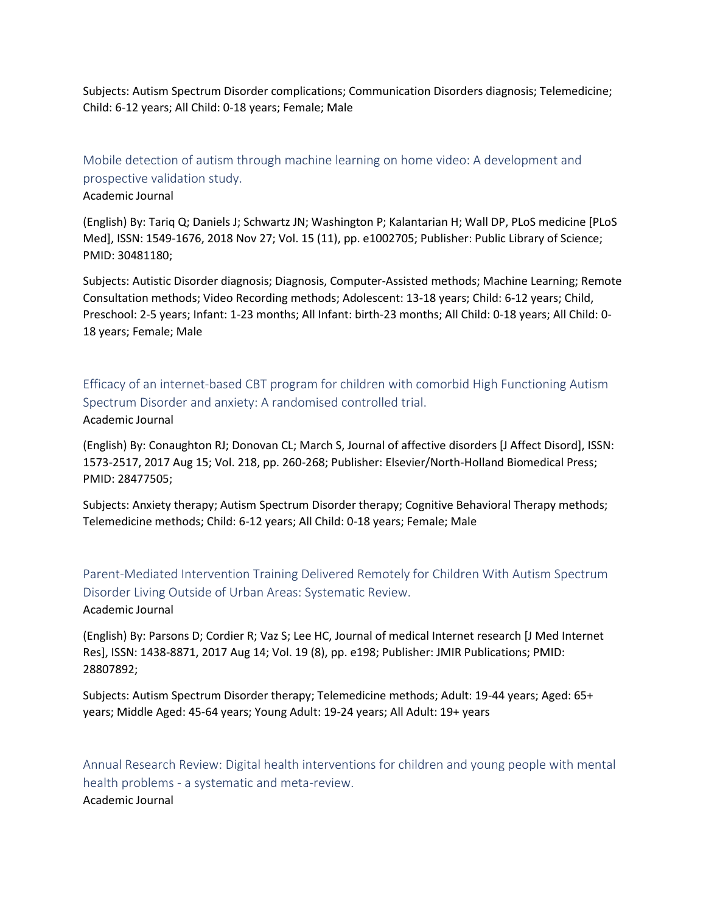Subjects: Autism Spectrum Disorder complications; Communication Disorders diagnosis; Telemedicine; Child: 6-12 years; All Child: 0-18 years; Female; Male

### Mobile detection of autism through machine learning on home video: A development and prospective validation study.

Academic Journal

(English) By: Tariq Q; Daniels J; Schwartz JN; Washington P; Kalantarian H; Wall DP, PLoS medicine [PLoS Med], ISSN: 1549-1676, 2018 Nov 27; Vol. 15 (11), pp. e1002705; Publisher: Public Library of Science; PMID: 30481180;

Subjects: Autistic Disorder diagnosis; Diagnosis, Computer-Assisted methods; Machine Learning; Remote Consultation methods; Video Recording methods; Adolescent: 13-18 years; Child: 6-12 years; Child, Preschool: 2-5 years; Infant: 1-23 months; All Infant: birth-23 months; All Child: 0-18 years; All Child: 0-18 years; Female; Male

### Efficacy of an internet-based CBT program for children with comorbid High Functioning Autism Spectrum Disorder and anxiety: A randomised controlled trial.

Academic Journal

(English) By: Conaughton RJ; Donovan CL; March S, Journal of affective disorders [J Affect Disord], ISSN: 1573-2517, 2017 Aug 15; Vol. 218, pp. 260-268; Publisher: Elsevier/North-Holland Biomedical Press; PMID: 28477505;

Subjects: Anxiety therapy; Autism Spectrum Disorder therapy; Cognitive Behavioral Therapy methods; Telemedicine methods; Child: 6-12 years; All Child: 0-18 years; Female; Male

### Parent-Mediated Intervention Training Delivered Remotely for Children With Autism Spectrum Disorder Living Outside of Urban Areas: Systematic Review.

Academic Journal

(English) By: Parsons D; Cordier R; Vaz S; Lee HC, Journal of medical Internet research [J Med Internet Res], ISSN: 1438-8871, 2017 Aug 14; Vol. 19 (8), pp. e198; Publisher: JMIR Publications; PMID: 28807892;

Subjects: Autism Spectrum Disorder therapy; Telemedicine methods; Adult: 19-44 years; Aged: 65+ years; Middle Aged: 45-64 years; Young Adult: 19-24 years; All Adult: 19+ years

### Annual Research Review: Digital health interventions for children and young people with mental health problems - a systematic and meta-review.

Academic Journal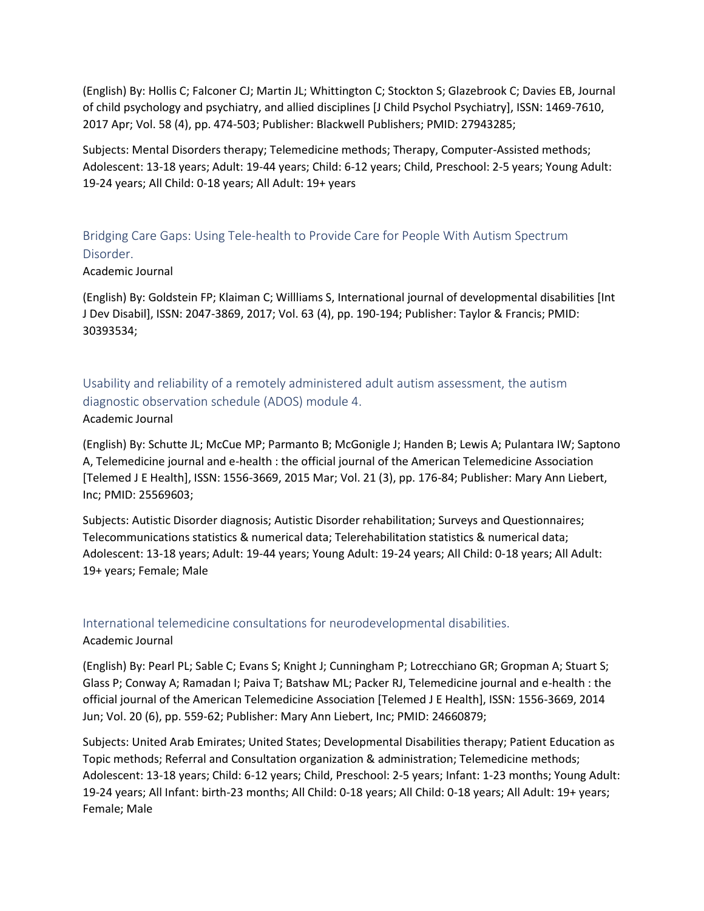(English) By: Hollis C; Falconer CJ; Martin JL; Whittington C; Stockton S; Glazebrook C; Davies EB, Journal of child psychology and psychiatry, and allied disciplines [J Child Psychol Psychiatry], ISSN: 1469-7610, 2017 Apr; Vol. 58 (4), pp. 474-503; Publisher: Blackwell Publishers; PMID: 27943285;

Subjects: Mental Disorders therapy; Telemedicine methods; Therapy, Computer-Assisted methods; Adolescent: 13-18 years; Adult: 19-44 years; Child: 6-12 years; Child, Preschool: 2-5 years; Young Adult: 19-24 years; All Child: 0-18 years; All Adult: 19+ years

### Bridging Care Gaps: Using Tele-health to Provide Care for People With Autism Spectrum Disorder.

Academic Journal

(English) By: Goldstein FP; Klaiman C; Willliams S, International journal of developmental disabilities [Int J Dev Disabil], ISSN: 2047-3869, 2017; Vol. 63 (4), pp. 190-194; Publisher: Taylor & Francis; PMID: 30393534;

### Usability and reliability of a remotely administered adult autism assessment, the autism diagnostic observation schedule (ADOS) module 4.

Academic Journal

(English) By: Schutte JL; McCue MP; Parmanto B; McGonigle J; Handen B; Lewis A; Pulantara IW; Saptono A, Telemedicine journal and e-health : the official journal of the American Telemedicine Association [Telemed J E Health], ISSN: 1556-3669, 2015 Mar; Vol. 21 (3), pp. 176-84; Publisher: Mary Ann Liebert, Inc; PMID: 25569603;

Subjects: Autistic Disorder diagnosis; Autistic Disorder rehabilitation; Surveys and Questionnaires; Telecommunications statistics & numerical data; Telerehabilitation statistics & numerical data; Adolescent: 13-18 years; Adult: 19-44 years; Young Adult: 19-24 years; All Child: 0-18 years; All Adult: 19+ years; Female; Male

### International telemedicine consultations for neurodevelopmental disabilities.

Academic Journal

(English) By: Pearl PL; Sable C; Evans S; Knight J; Cunningham P; Lotrecchiano GR; Gropman A; Stuart S; Glass P; Conway A; Ramadan I; Paiva T; Batshaw ML; Packer RJ, Telemedicine journal and e-health : the official journal of the American Telemedicine Association [Telemed J E Health], ISSN: 1556-3669, 2014 Jun; Vol. 20 (6), pp. 559-62; Publisher: Mary Ann Liebert, Inc; PMID: 24660879;

Subjects: United Arab Emirates; United States; Developmental Disabilities therapy; Patient Education as Topic methods; Referral and Consultation organization & administration; Telemedicine methods; Adolescent: 13-18 years; Child: 6-12 years; Child, Preschool: 2-5 years; Infant: 1-23 months; Young Adult: 19-24 years; All Infant: birth-23 months; All Child: 0-18 years; All Child: 0-18 years; All Adult: 19+ years; Female; Male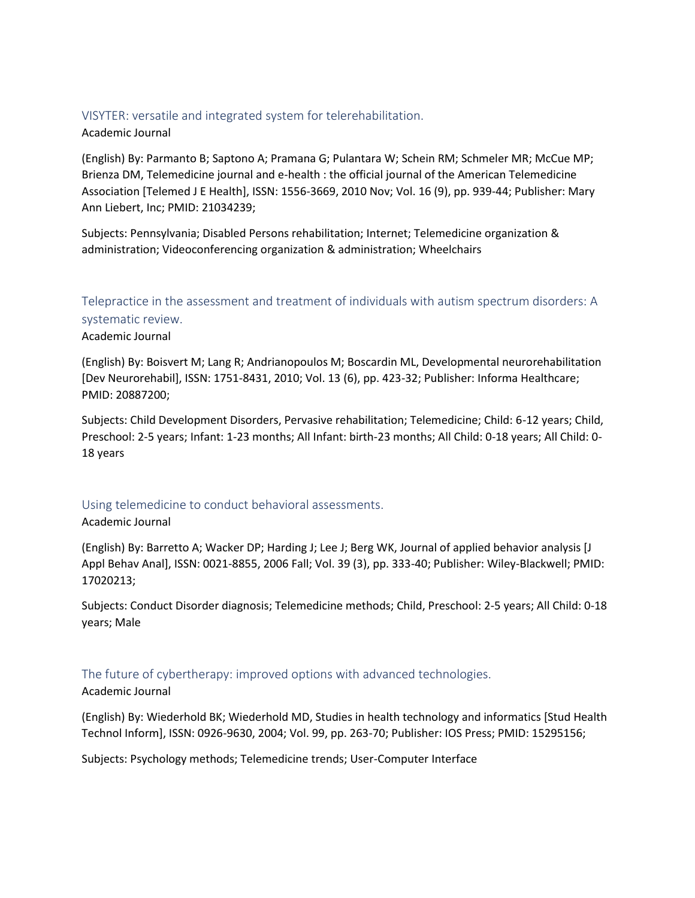### VISYTER: versatile and integrated system for telerehabilitation.

Academic Journal

(English) By: Parmanto B; Saptono A; Pramana G; Pulantara W; Schein RM; Schmeler MR; McCue MP; Brienza DM, Telemedicine journal and e-health : the official journal of the American Telemedicine Association [Telemed J E Health], ISSN: 1556-3669, 2010 Nov; Vol. 16 (9), pp. 939-44; Publisher: Mary Ann Liebert, Inc; PMID: 21034239;

Subjects: Pennsylvania; Disabled Persons rehabilitation; Internet; Telemedicine organization & administration; Videoconferencing organization & administration; Wheelchairs

### Telepractice in the assessment and treatment of individuals with autism spectrum disorders: A systematic review.

Academic Journal

(English) By: Boisvert M; Lang R; Andrianopoulos M; Boscardin ML, Developmental neurorehabilitation [Dev Neurorehabil], ISSN: 1751-8431, 2010; Vol. 13 (6), pp. 423-32; Publisher: Informa Healthcare; PMID: 20887200;

Subjects: Child Development Disorders, Pervasive rehabilitation; Telemedicine; Child: 6-12 years; Child, Preschool: 2-5 years; Infant: 1-23 months; All Infant: birth-23 months; All Child: 0-18 years; All Child: 0-18 years

### Using telemedicine to conduct behavioral assessments.

Academic Journal

(English) By: Barretto A; Wacker DP; Harding J; Lee J; Berg WK, Journal of applied behavior analysis [J Appl Behav Anal], ISSN: 0021-8855, 2006 Fall; Vol. 39 (3), pp. 333-40; Publisher: Wiley-Blackwell; PMID: 17020213;

Subjects: Conduct Disorder diagnosis; Telemedicine methods; Child, Preschool: 2-5 years; All Child: 0-18 years; Male

### The future of cybertherapy: improved options with advanced technologies.

Academic Journal

(English) By: Wiederhold BK; Wiederhold MD, Studies in health technology and informatics [Stud Health Technol Inform], ISSN: 0926-9630, 2004; Vol. 99, pp. 263-70; Publisher: IOS Press; PMID: 15295156;

Subjects: Psychology methods; Telemedicine trends; User-Computer Interface